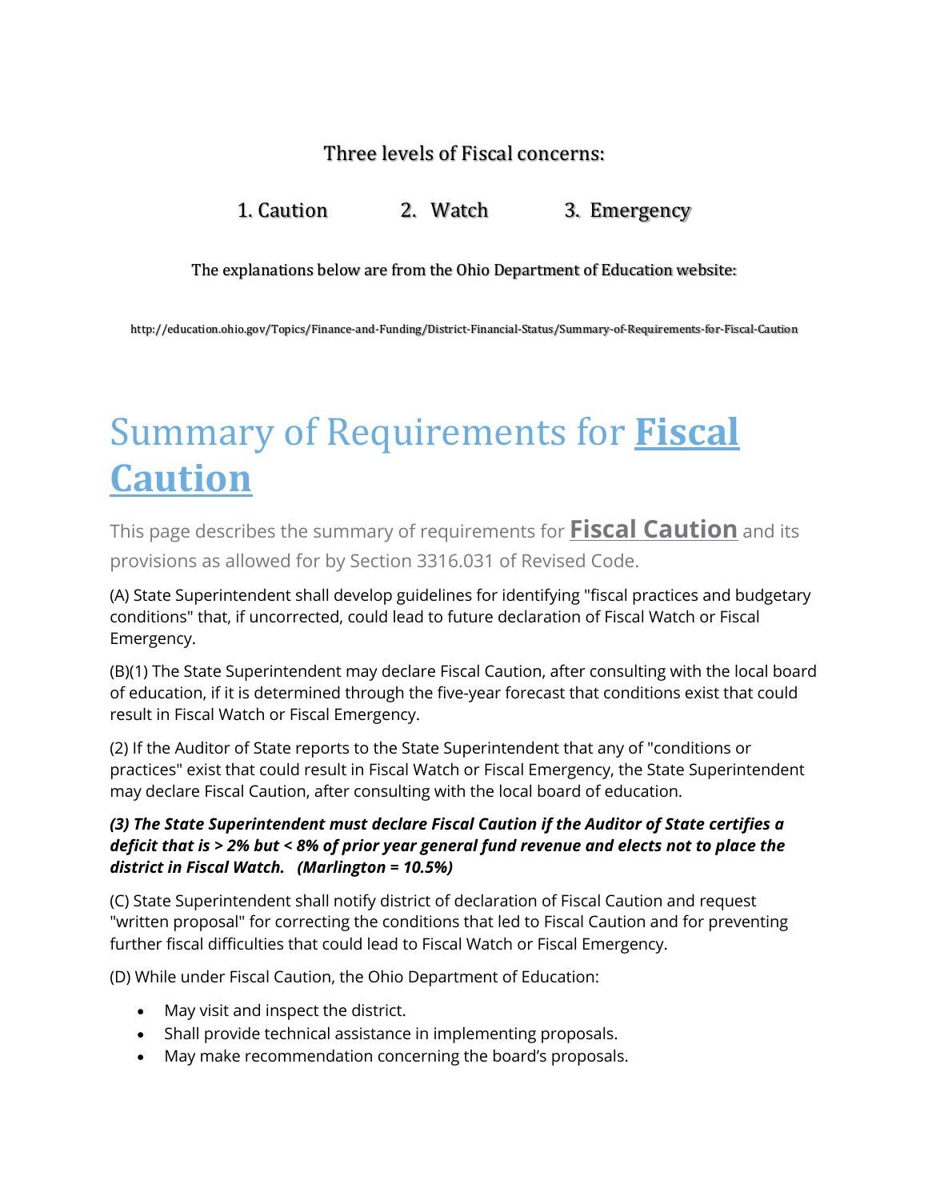Three levels of Fiscal concerns:

1. Caution 2. Watch 3. Emergency

The explanations below are from the Ohio Department of Education website:

http://education.ohio.gov/Topics/Finance-and-Funding/District-Financial-Status/Summary-of-Requirements-for-Fiscal-Caution

# Summary of Requirements for **Fiscal Caution**

This page describes the summary of requirements for **Fiscal Caution** and its provisions as allowed for by Section 3316.031 of Revised Code.

(A) State Superintendent shall develop guidelines for identifying "fiscal practices and budgetary conditions" that, if uncorrected, could lead to future declaration of Fiscal Watch or Fiscal Emergency.

(B)(1) The State Superintendent may declare Fiscal Caution, after consulting with the local board of education, if it is determined through the five-year forecast that conditions exist that could result in Fiscal Watch or Fiscal Emergency.

(2) If the Auditor of State reports to the State Superintendent that any of "conditions or practices" exist that could result in Fiscal Watch or Fiscal Emergency, the State Superintendent may declare Fiscal Caution, after consulting with the local board of education.

***(3) The State Superintendent must declare Fiscal Caution if the Auditor of State certifies a deficit that is > 2% but < 8% of prior year general fund revenue and elects not to place the district in Fiscal Watch. (Marlington = 10.5%)***

(C) State Superintendent shall notify district of declaration of Fiscal Caution and request "written proposal" for correcting the conditions that led to Fiscal Caution and for preventing further fiscal difficulties that could lead to Fiscal Watch or Fiscal Emergency.

(D) While under Fiscal Caution, the Ohio Department of Education:

- May visit and inspect the district.
- Shall provide technical assistance in implementing proposals.
- May make recommendation concerning the board's proposals.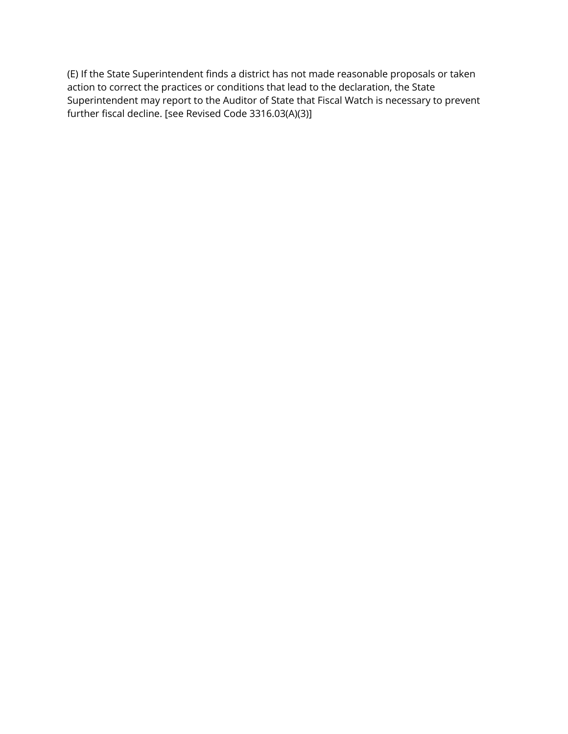(E) If the State Superintendent finds a district has not made reasonable proposals or taken action to correct the practices or conditions that lead to the declaration, the State Superintendent may report to the Auditor of State that Fiscal Watch is necessary to prevent further fiscal decline. [see Revised Code 3316.03(A)(3)]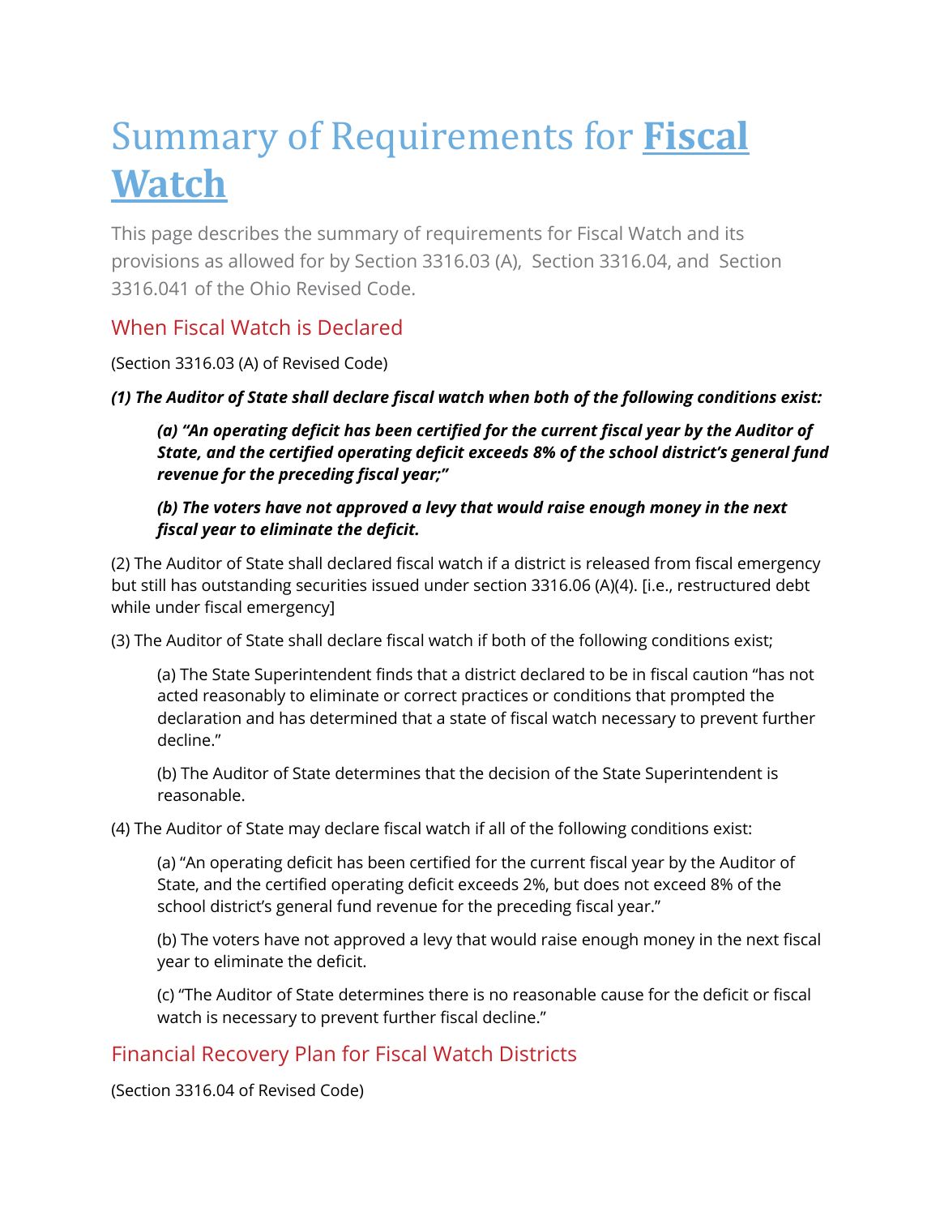# Summary of Requirements for **Fiscal Watch**

This page describes the summary of requirements for Fiscal Watch and its provisions as allowed for by Section 3316.03 (A),  Section 3316.04, and  Section 3316.041 of the Ohio Revised Code.

## When Fiscal Watch is Declared

(Section 3316.03 (A) of Revised Code)

***(1) The Auditor of State shall declare fiscal watch when both of the following conditions exist:***

> ***(a) "An operating deficit has been certified for the current fiscal year by the Auditor of State, and the certified operating deficit exceeds 8% of the school district's general fund revenue for the preceding fiscal year;"***
>
> ***(b) The voters have not approved a levy that would raise enough money in the next fiscal year to eliminate the deficit.***

(2) The Auditor of State shall declared fiscal watch if a district is released from fiscal emergency but still has outstanding securities issued under section 3316.06 (A)(4). [i.e., restructured debt while under fiscal emergency]

(3) The Auditor of State shall declare fiscal watch if both of the following conditions exist;

> (a) The State Superintendent finds that a district declared to be in fiscal caution "has not acted reasonably to eliminate or correct practices or conditions that prompted the declaration and has determined that a state of fiscal watch necessary to prevent further decline."
>
> (b) The Auditor of State determines that the decision of the State Superintendent is reasonable.

(4) The Auditor of State may declare fiscal watch if all of the following conditions exist:

> (a) "An operating deficit has been certified for the current fiscal year by the Auditor of State, and the certified operating deficit exceeds 2%, but does not exceed 8% of the school district's general fund revenue for the preceding fiscal year."
>
> (b) The voters have not approved a levy that would raise enough money in the next fiscal year to eliminate the deficit.
>
> (c) "The Auditor of State determines there is no reasonable cause for the deficit or fiscal watch is necessary to prevent further fiscal decline."

## Financial Recovery Plan for Fiscal Watch Districts

(Section 3316.04 of Revised Code)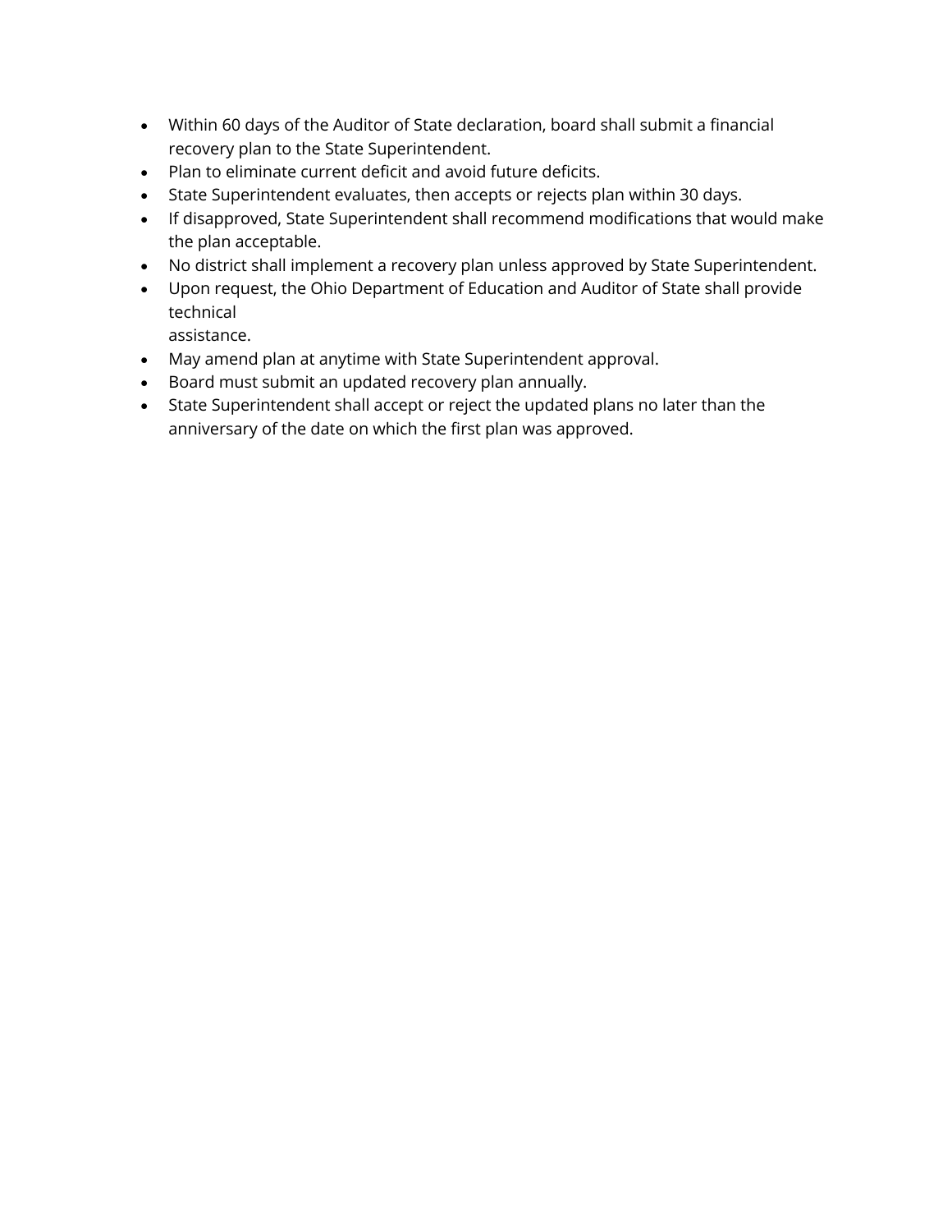- Within 60 days of the Auditor of State declaration, board shall submit a financial recovery plan to the State Superintendent.
- Plan to eliminate current deficit and avoid future deficits.
- State Superintendent evaluates, then accepts or rejects plan within 30 days.
- If disapproved, State Superintendent shall recommend modifications that would make the plan acceptable.
- No district shall implement a recovery plan unless approved by State Superintendent.
- Upon request, the Ohio Department of Education and Auditor of State shall provide technical assistance.
- May amend plan at anytime with State Superintendent approval.
- Board must submit an updated recovery plan annually.
- State Superintendent shall accept or reject the updated plans no later than the anniversary of the date on which the first plan was approved.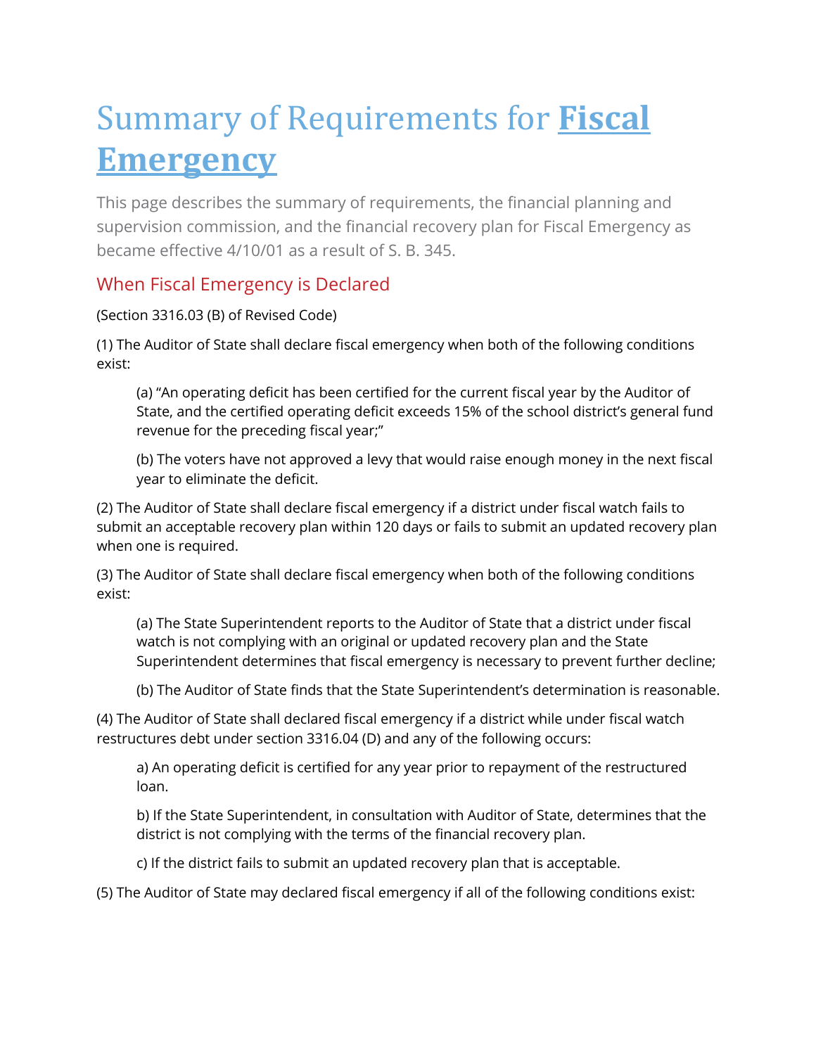# Summary of Requirements for **Fiscal Emergency**

This page describes the summary of requirements, the financial planning and supervision commission, and the financial recovery plan for Fiscal Emergency as became effective 4/10/01 as a result of S. B. 345.

## When Fiscal Emergency is Declared

(Section 3316.03 (B) of Revised Code)

(1) The Auditor of State shall declare fiscal emergency when both of the following conditions exist:

> (a) "An operating deficit has been certified for the current fiscal year by the Auditor of State, and the certified operating deficit exceeds 15% of the school district's general fund revenue for the preceding fiscal year;"
>
> (b) The voters have not approved a levy that would raise enough money in the next fiscal year to eliminate the deficit.

(2) The Auditor of State shall declare fiscal emergency if a district under fiscal watch fails to submit an acceptable recovery plan within 120 days or fails to submit an updated recovery plan when one is required.

(3) The Auditor of State shall declare fiscal emergency when both of the following conditions exist:

> (a) The State Superintendent reports to the Auditor of State that a district under fiscal watch is not complying with an original or updated recovery plan and the State Superintendent determines that fiscal emergency is necessary to prevent further decline;
>
> (b) The Auditor of State finds that the State Superintendent's determination is reasonable.

(4) The Auditor of State shall declared fiscal emergency if a district while under fiscal watch restructures debt under section 3316.04 (D) and any of the following occurs:

> a) An operating deficit is certified for any year prior to repayment of the restructured loan.
>
> b) If the State Superintendent, in consultation with Auditor of State, determines that the district is not complying with the terms of the financial recovery plan.
>
> c) If the district fails to submit an updated recovery plan that is acceptable.

(5) The Auditor of State may declared fiscal emergency if all of the following conditions exist: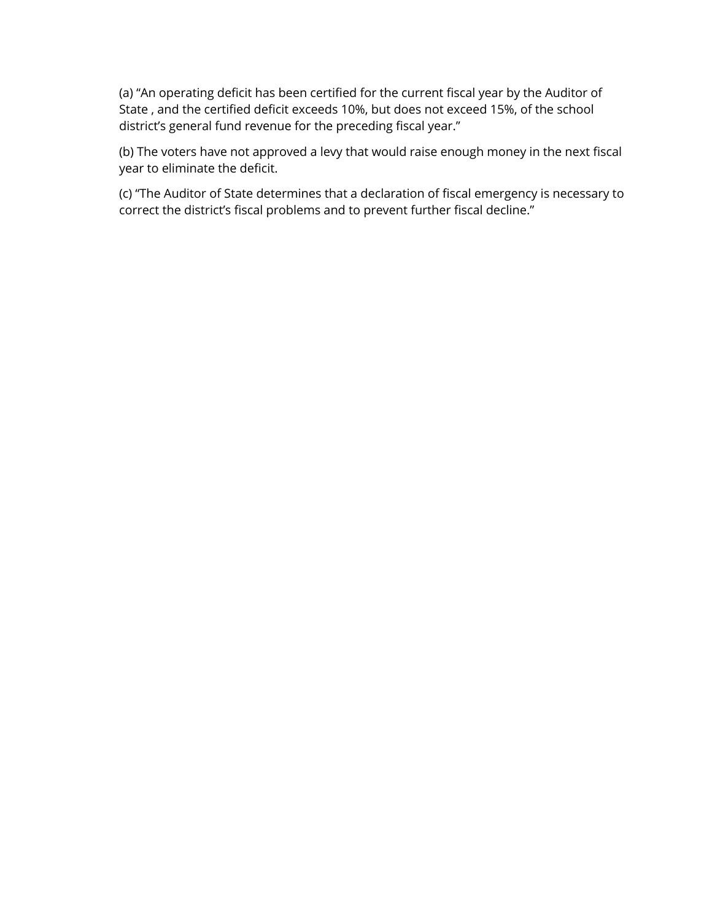(a) “An operating deficit has been certified for the current fiscal year by the Auditor of State , and the certified deficit exceeds 10%, but does not exceed 15%, of the school district’s general fund revenue for the preceding fiscal year.”

(b) The voters have not approved a levy that would raise enough money in the next fiscal year to eliminate the deficit.

(c) “The Auditor of State determines that a declaration of fiscal emergency is necessary to correct the district’s fiscal problems and to prevent further fiscal decline.”